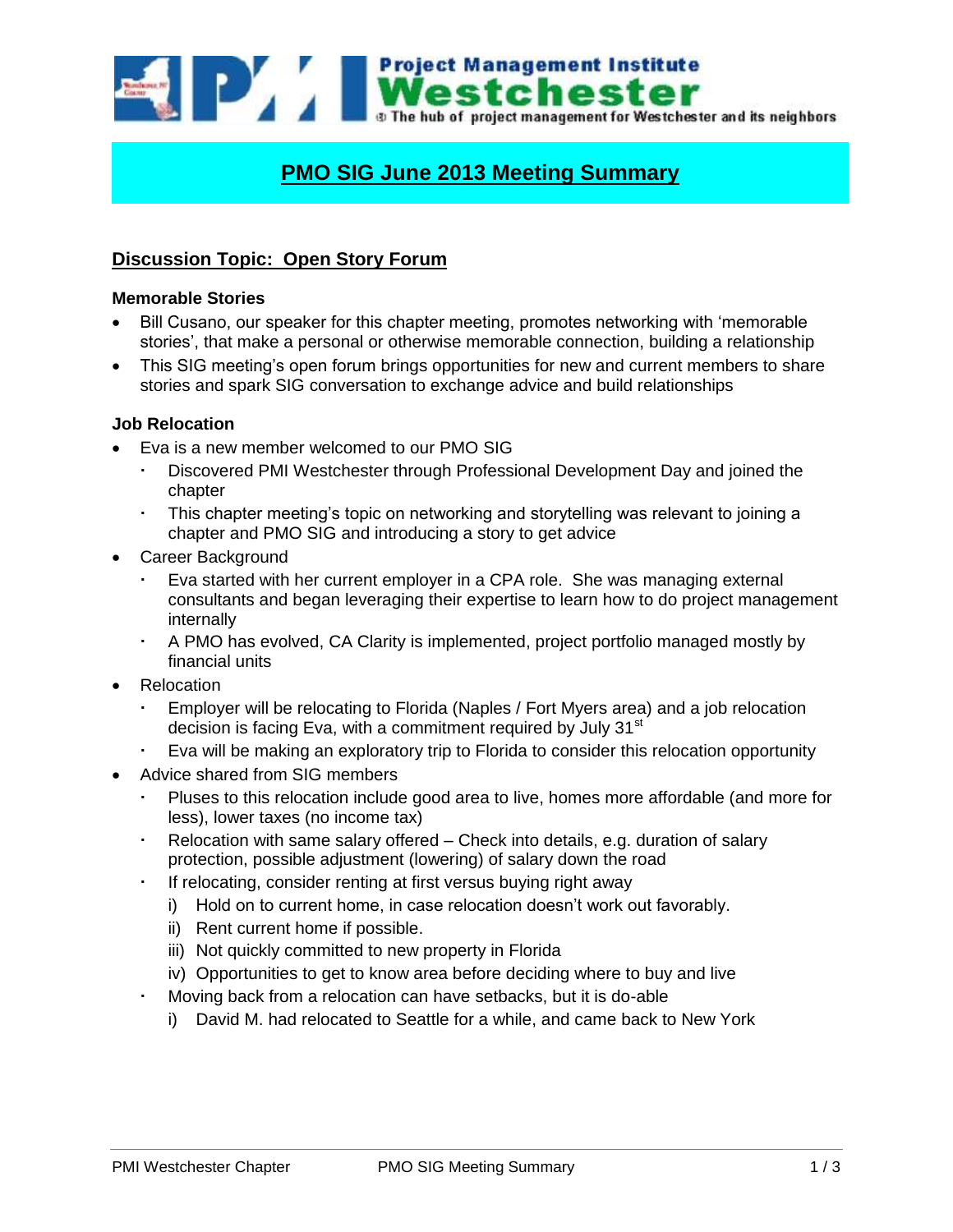# PMO SIG June 2013 Meeting Summary

## Discussion Topic: Open Story Forum

### Memorable Stories

- Bill Cusano, our speaker for this chapter meeting, promotes networking with 'memorable stories', that make a personal or otherwise memorable connection, building a relationship
- This SIG meeting's open forum brings opportunities for new and current members to share stories and spark SIG conversation to exchange advice and build relationships

### Job Relocation

- Eva is a new member welcomed to our PMO SIG
  - Discovered PMI Westchester through Professional Development Day and joined the chapter
  - This chapter meeting's topic on networking and storytelling was relevant to joining a chapter and PMO SIG and introducing a story to get advice
- Career Background
  - Eva started with her current employer in a CPA role. She was managing external consultants and began leveraging their expertise to learn how to do project management internally
  - A PMO has evolved, CA Clarity is implemented, project portfolio managed mostly by financial units
- Relocation
  - Employer will be relocating to Florida (Naples / Fort Myers area) and a job relocation decision is facing Eva, with a commitment required by July 31st
  - Eva will be making an exploratory trip to Florida to consider this relocation opportunity
- Advice shared from SIG members
  - Pluses to this relocation include good area to live, homes more affordable (and more for less), lower taxes (no income tax)
  - Relocation with same salary offered – Check into details, e.g. duration of salary protection, possible adjustment (lowering) of salary down the road
  - If relocating, consider renting at first versus buying right away
    i) Hold on to current home, in case relocation doesn't work out favorably.
    ii) Rent current home if possible.
    iii) Not quickly committed to new property in Florida
    iv) Opportunities to get to know area before deciding where to buy and live
  - Moving back from a relocation can have setbacks, but it is do-able
    i) David M. had relocated to Seattle for a while, and came back to New York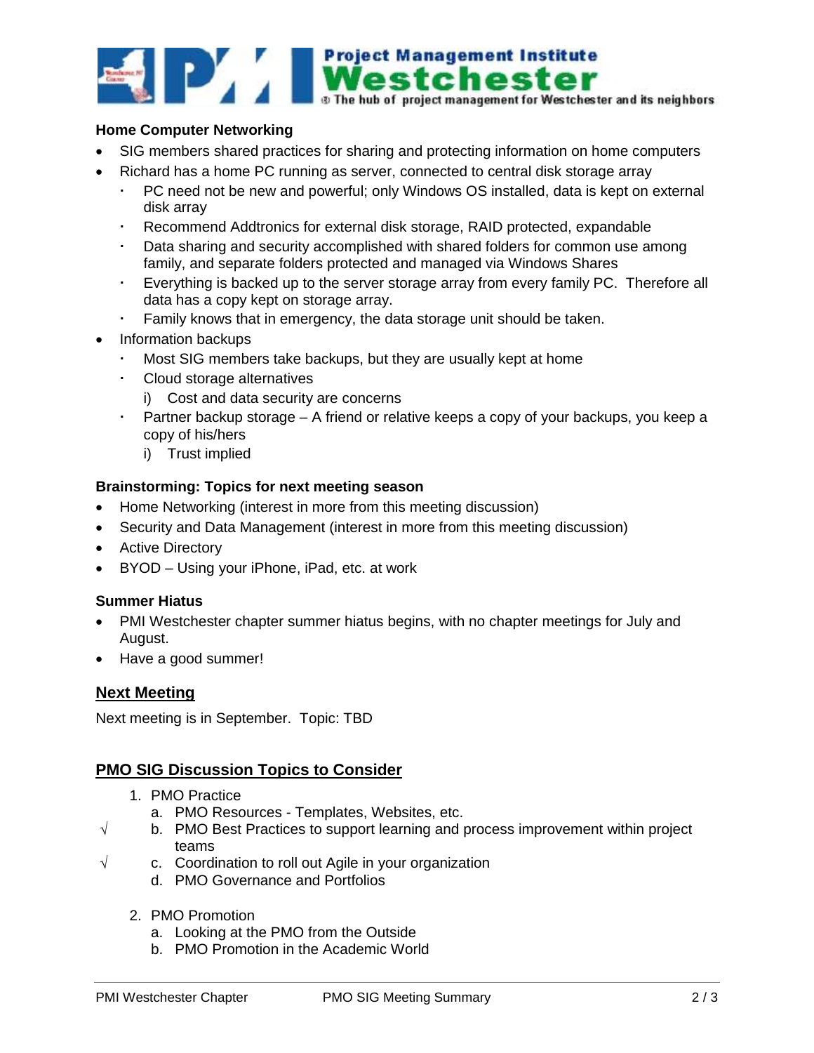### Home Computer Networking

- SIG members shared practices for sharing and protecting information on home computers
- Richard has a home PC running as server, connected to central disk storage array
  - PC need not be new and powerful; only Windows OS installed, data is kept on external disk array
  - Recommend Addtronics for external disk storage, RAID protected, expandable
  - Data sharing and security accomplished with shared folders for common use among family, and separate folders protected and managed via Windows Shares
  - Everything is backed up to the server storage array from every family PC. Therefore all data has a copy kept on storage array.
  - Family knows that in emergency, the data storage unit should be taken.
- Information backups
  - Most SIG members take backups, but they are usually kept at home
  - Cloud storage alternatives
    - i) Cost and data security are concerns
  - Partner backup storage – A friend or relative keeps a copy of your backups, you keep a copy of his/hers
    - i) Trust implied

### Brainstorming: Topics for next meeting season

- Home Networking (interest in more from this meeting discussion)
- Security and Data Management (interest in more from this meeting discussion)
- Active Directory
- BYOD – Using your iPhone, iPad, etc. at work

### Summer Hiatus

- PMI Westchester chapter summer hiatus begins, with no chapter meetings for July and August.
- Have a good summer!

## Next Meeting

Next meeting is in September. Topic: TBD

## PMO SIG Discussion Topics to Consider

1. PMO Practice
   - a. PMO Resources - Templates, Websites, etc.
   - √ b. PMO Best Practices to support learning and process improvement within project teams
   - √ c. Coordination to roll out Agile in your organization
   - d. PMO Governance and Portfolios
2. PMO Promotion
   - a. Looking at the PMO from the Outside
   - b. PMO Promotion in the Academic World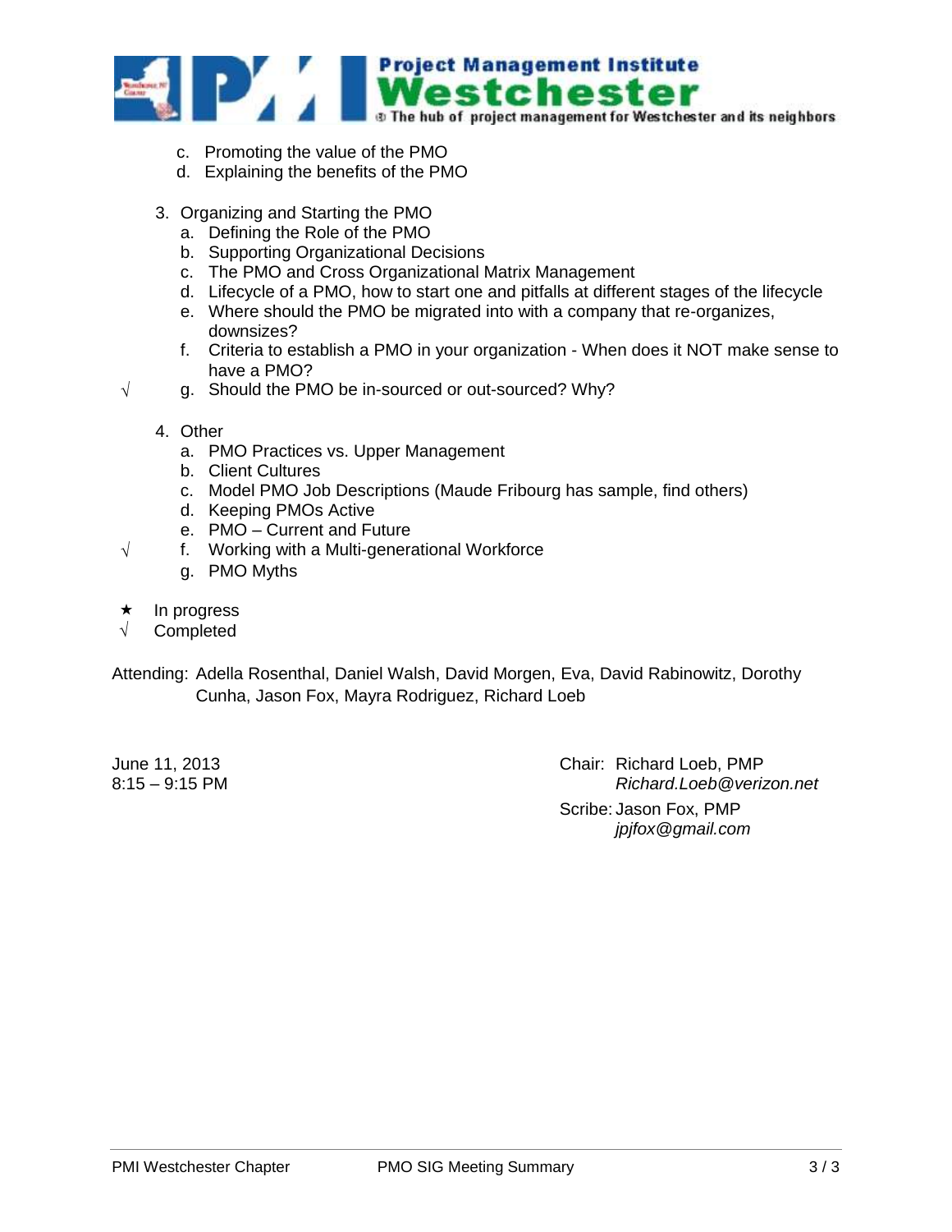c. Promoting the value of the PMO
   d. Explaining the benefits of the PMO

3. Organizing and Starting the PMO
   a. Defining the Role of the PMO
   b. Supporting Organizational Decisions
   c. The PMO and Cross Organizational Matrix Management
   d. Lifecycle of a PMO, how to start one and pitfalls at different stages of the lifecycle
   e. Where should the PMO be migrated into with a company that re-organizes, downsizes?
   f. Criteria to establish a PMO in your organization - When does it NOT make sense to have a PMO?
   g. √ Should the PMO be in-sourced or out-sourced? Why?

4. Other
   a. PMO Practices vs. Upper Management
   b. Client Cultures
   c. Model PMO Job Descriptions (Maude Fribourg has sample, find others)
   d. Keeping PMOs Active
   e. PMO – Current and Future
   f. √ Working with a Multi-generational Workforce
   g. PMO Myths

★ In progress
√ Completed

Attending: Adella Rosenthal, Daniel Walsh, David Morgen, Eva, David Rabinowitz, Dorothy Cunha, Jason Fox, Mayra Rodriguez, Richard Loeb

June 11, 2013
8:15 – 9:15 PM

Chair: Richard Loeb, PMP
*Richard.Loeb@verizon.net*

Scribe: Jason Fox, PMP
*jpjfox@gmail.com*